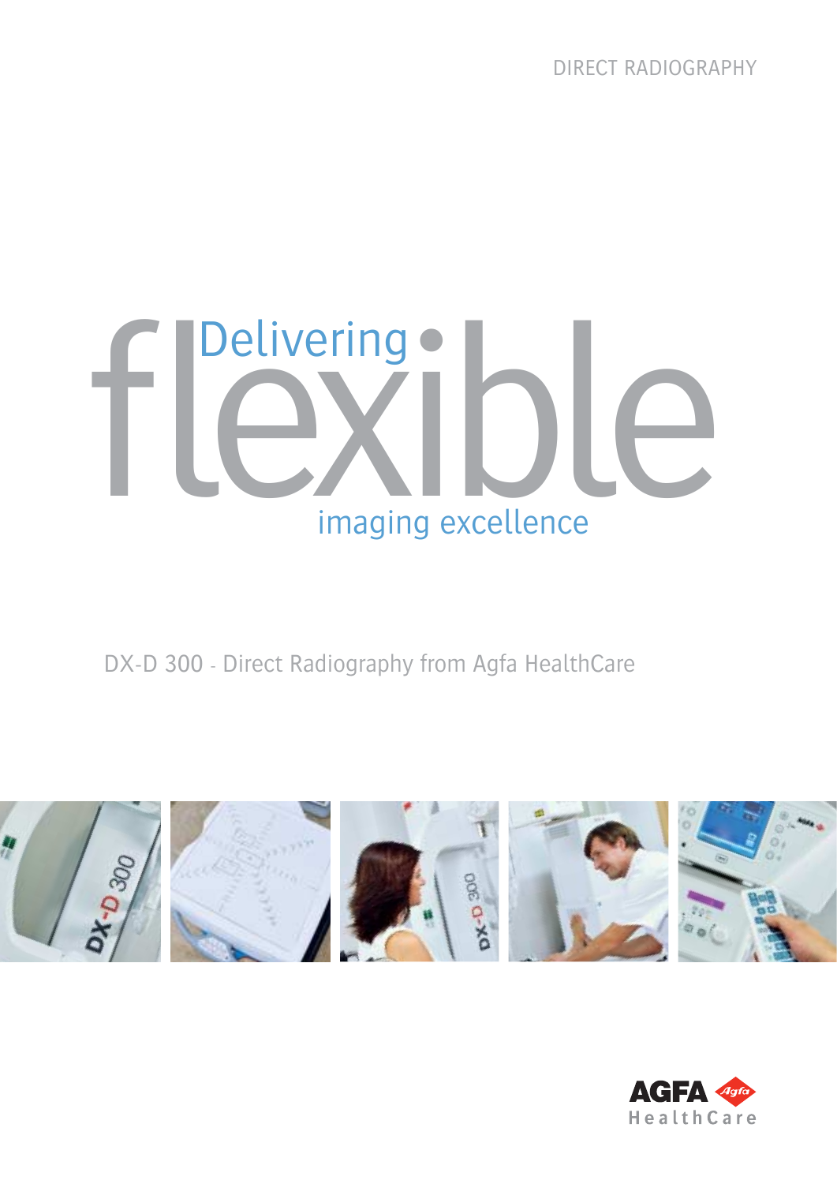DIRECT RADIOGRAPHY

# Delivering flexible imaging excellence

DX-D 300 - Direct Radiography from Agfa HealthCare

AGFA HealthCare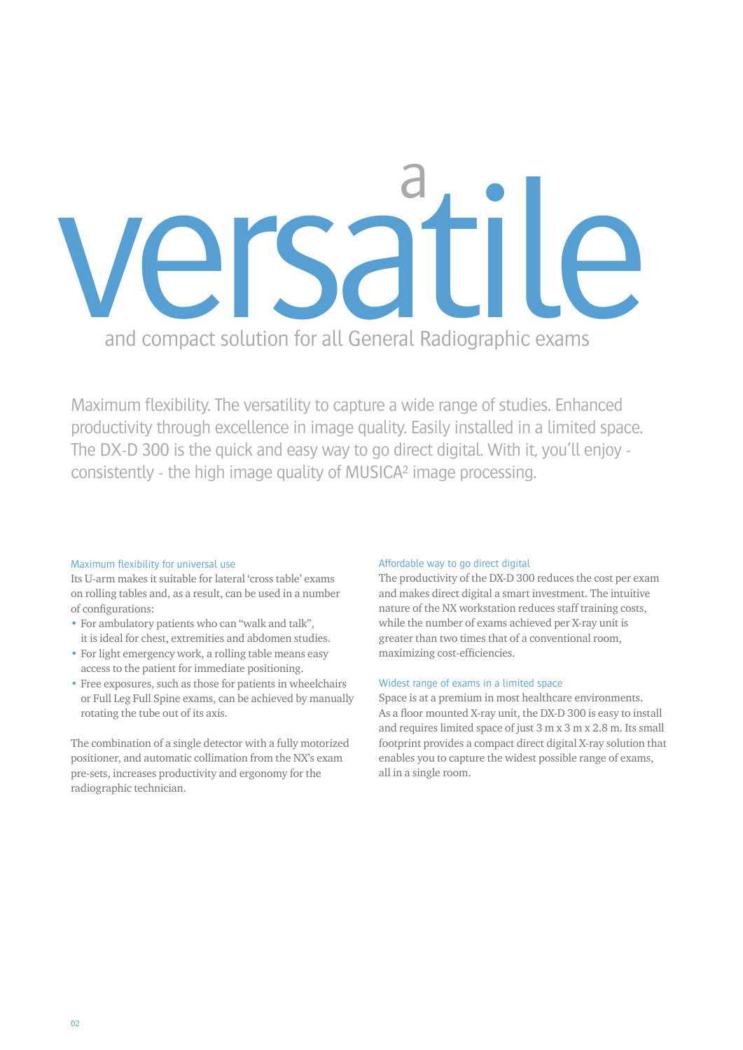# a versatile

## and compact solution for all General Radiographic exams

Maximum flexibility. The versatility to capture a wide range of studies. Enhanced productivity through excellence in image quality. Easily installed in a limited space. The DX-D 300 is the quick and easy way to go direct digital. With it, you'll enjoy - consistently - the high image quality of MUSICA² image processing.

### Maximum flexibility for universal use

Its U-arm makes it suitable for lateral 'cross table' exams on rolling tables and, as a result, can be used in a number of configurations:

- For ambulatory patients who can "walk and talk", it is ideal for chest, extremities and abdomen studies.
- For light emergency work, a rolling table means easy access to the patient for immediate positioning.
- Free exposures, such as those for patients in wheelchairs or Full Leg Full Spine exams, can be achieved by manually rotating the tube out of its axis.

The combination of a single detector with a fully motorized positioner, and automatic collimation from the NX's exam pre-sets, increases productivity and ergonomy for the radiographic technician.

### Affordable way to go direct digital

The productivity of the DX-D 300 reduces the cost per exam and makes direct digital a smart investment. The intuitive nature of the NX workstation reduces staff training costs, while the number of exams achieved per X-ray unit is greater than two times that of a conventional room, maximizing cost-efficiencies.

### Widest range of exams in a limited space

Space is at a premium in most healthcare environments. As a floor mounted X-ray unit, the DX-D 300 is easy to install and requires limited space of just 3 m x 3 m x 2.8 m. Its small footprint provides a compact direct digital X-ray solution that enables you to capture the widest possible range of exams, all in a single room.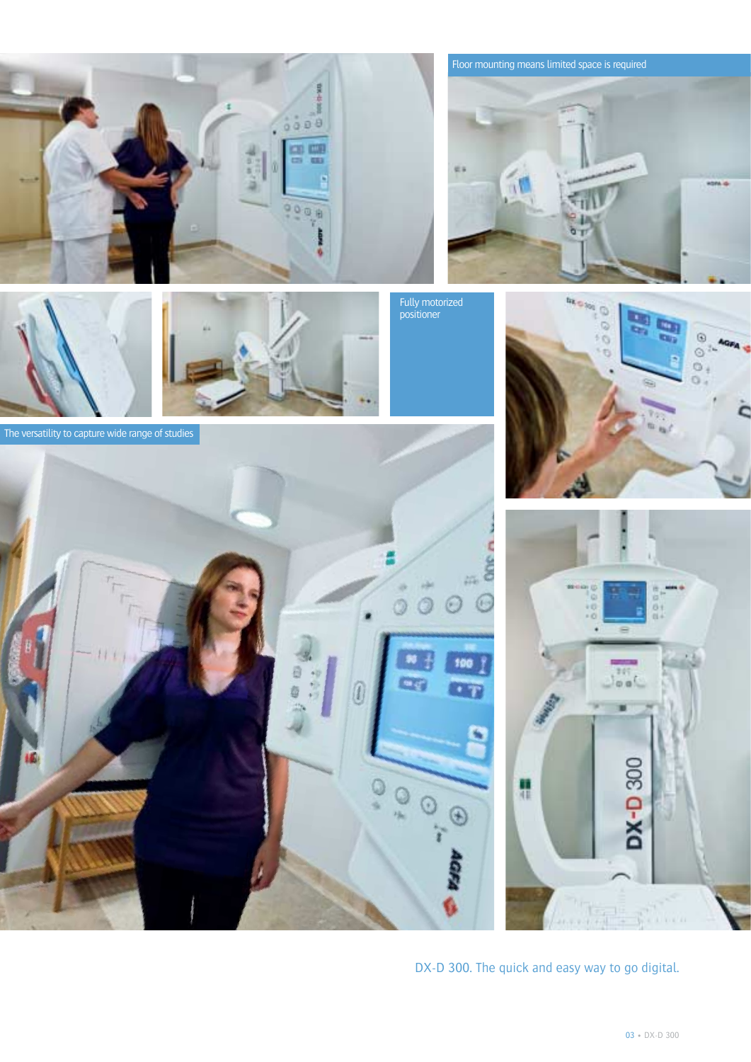Floor mounting means limited space is required

Fully motorized positioner

The versatility to capture wide range of studies

DX-D 300. The quick and easy way to go digital.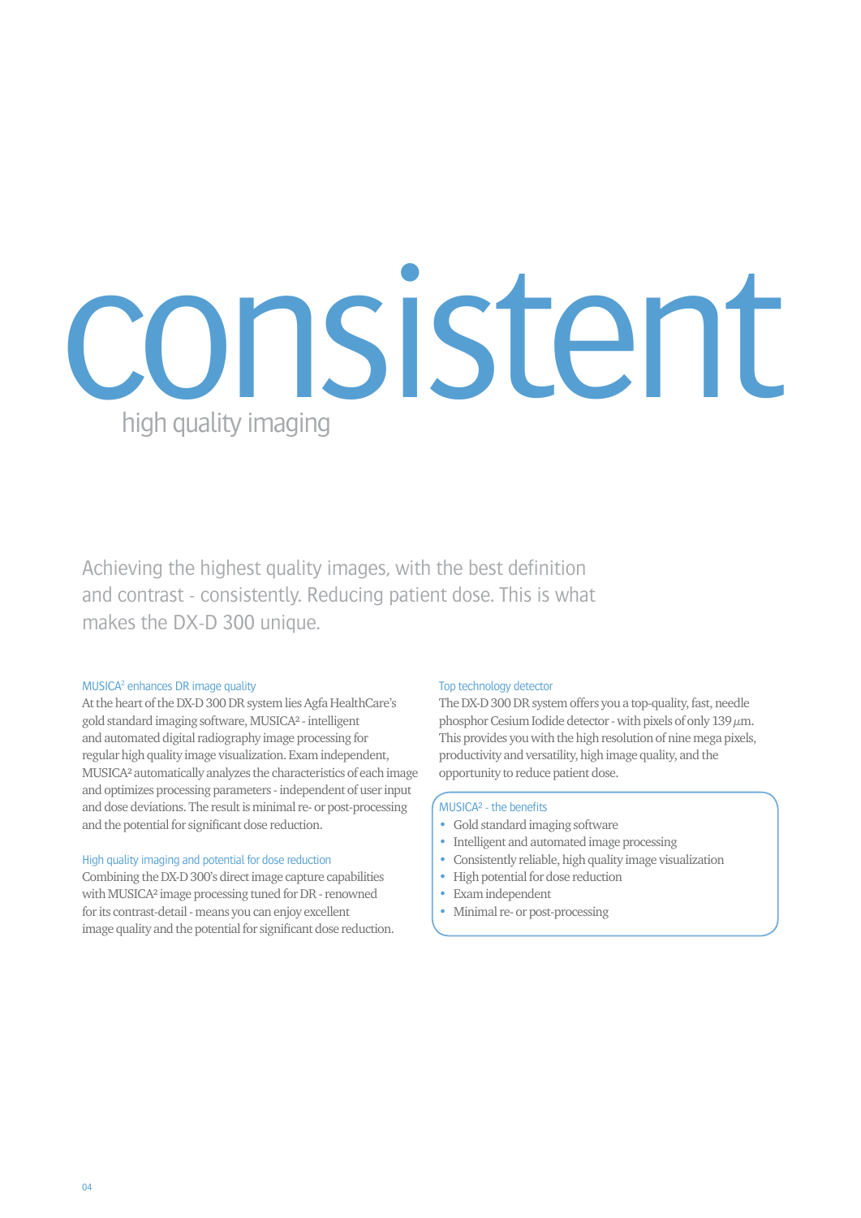# consistent

## high quality imaging

Achieving the highest quality images, with the best definition and contrast - consistently. Reducing patient dose. This is what makes the DX-D 300 unique.

### MUSICA² enhances DR image quality

At the heart of the DX-D 300 DR system lies Agfa HealthCare's gold standard imaging software, MUSICA² - intelligent and automated digital radiography image processing for regular high quality image visualization. Exam independent, MUSICA² automatically analyzes the characteristics of each image and optimizes processing parameters - independent of user input and dose deviations. The result is minimal re- or post-processing and the potential for significant dose reduction.

### High quality imaging and potential for dose reduction

Combining the DX-D 300's direct image capture capabilities with MUSICA² image processing tuned for DR - renowned for its contrast-detail - means you can enjoy excellent image quality and the potential for significant dose reduction.

### Top technology detector

The DX-D 300 DR system offers you a top-quality, fast, needle phosphor Cesium Iodide detector - with pixels of only 139 $\mu$m. This provides you with the high resolution of nine mega pixels, productivity and versatility, high image quality, and the opportunity to reduce patient dose.

### MUSICA² - the benefits

- Gold standard imaging software
- Intelligent and automated image processing
- Consistently reliable, high quality image visualization
- High potential for dose reduction
- Exam independent
- Minimal re- or post-processing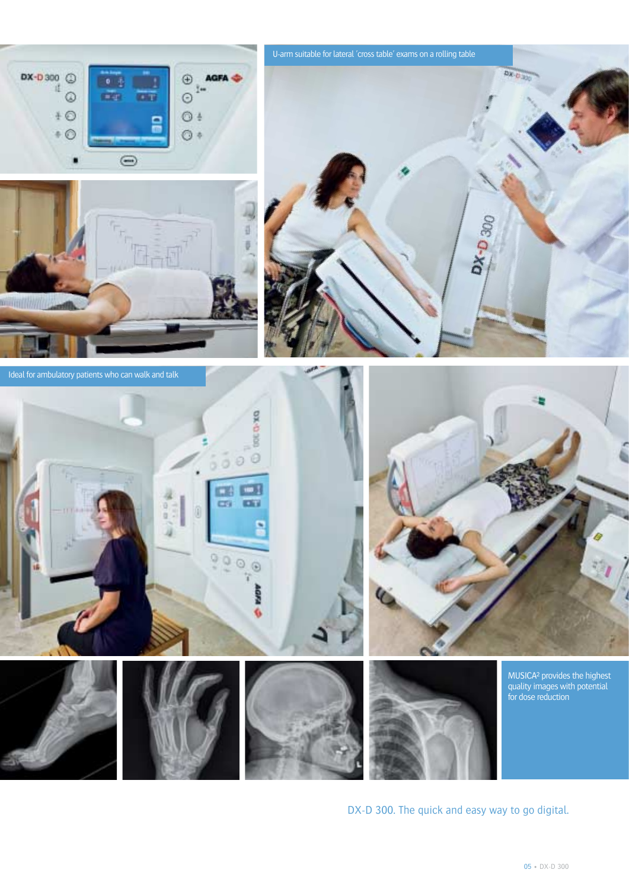U-arm suitable for lateral 'cross table' exams on a rolling table

Ideal for ambulatory patients who can walk and talk

MUSICA² provides the highest quality images with potential for dose reduction

DX-D 300. The quick and easy way to go digital.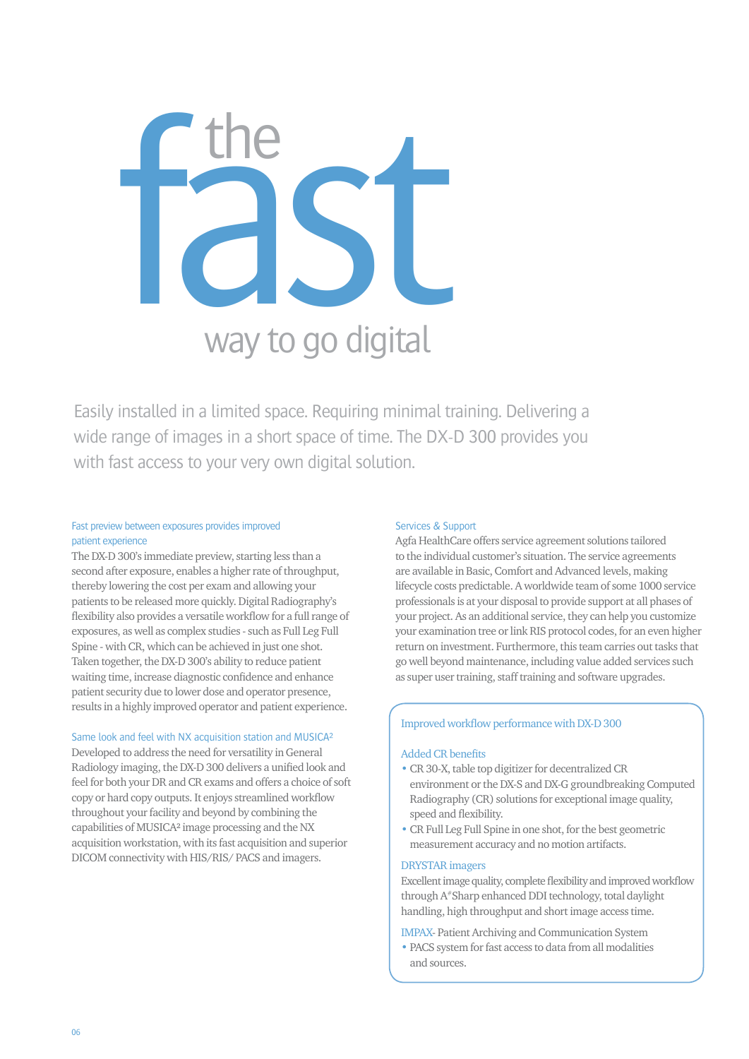# the fast way to go digital

Easily installed in a limited space. Requiring minimal training. Delivering a wide range of images in a short space of time. The DX-D 300 provides you with fast access to your very own digital solution.

### Fast preview between exposures provides improved patient experience

The DX-D 300's immediate preview, starting less than a second after exposure, enables a higher rate of throughput, thereby lowering the cost per exam and allowing your patients to be released more quickly. Digital Radiography's flexibility also provides a versatile workflow for a full range of exposures, as well as complex studies - such as Full Leg Full Spine - with CR, which can be achieved in just one shot. Taken together, the DX-D 300's ability to reduce patient waiting time, increase diagnostic confidence and enhance patient security due to lower dose and operator presence, results in a highly improved operator and patient experience.

### Same look and feel with NX acquisition station and MUSICA²

Developed to address the need for versatility in General Radiology imaging, the DX-D 300 delivers a unified look and feel for both your DR and CR exams and offers a choice of soft copy or hard copy outputs. It enjoys streamlined workflow throughout your facility and beyond by combining the capabilities of MUSICA² image processing and the NX acquisition workstation, with its fast acquisition and superior DICOM connectivity with HIS/RIS/ PACS and imagers.

### Services & Support

Agfa HealthCare offers service agreement solutions tailored to the individual customer's situation. The service agreements are available in Basic, Comfort and Advanced levels, making lifecycle costs predictable. A worldwide team of some 1000 service professionals is at your disposal to provide support at all phases of your project. As an additional service, they can help you customize your examination tree or link RIS protocol codes, for an even higher return on investment. Furthermore, this team carries out tasks that go well beyond maintenance, including value added services such as super user training, staff training and software upgrades.

### Improved workflow performance with DX-D 300

**Added CR benefits**

- CR 30-X, table top digitizer for decentralized CR environment or the DX-S and DX-G groundbreaking Computed Radiography (CR) solutions for exceptional image quality, speed and flexibility.
- CR Full Leg Full Spine in one shot, for the best geometric measurement accuracy and no motion artifacts.

**DRYSTAR imagers**

Excellent image quality, complete flexibility and improved workflow through A#Sharp enhanced DDI technology, total daylight handling, high throughput and short image access time.

**IMPAX**- Patient Archiving and Communication System

- PACS system for fast access to data from all modalities and sources.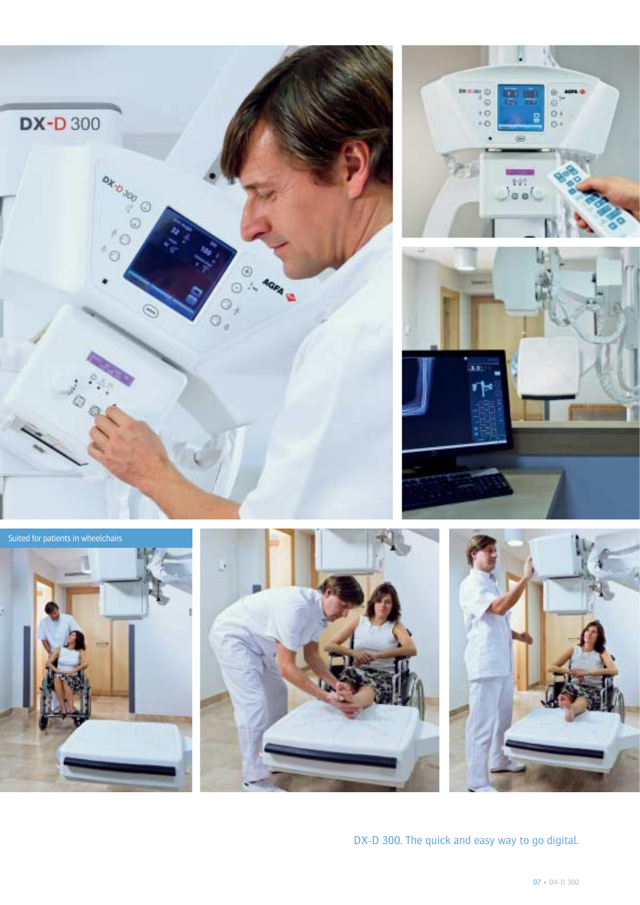Suited for patients in wheelchairs

DX-D 300. The quick and easy way to go digital.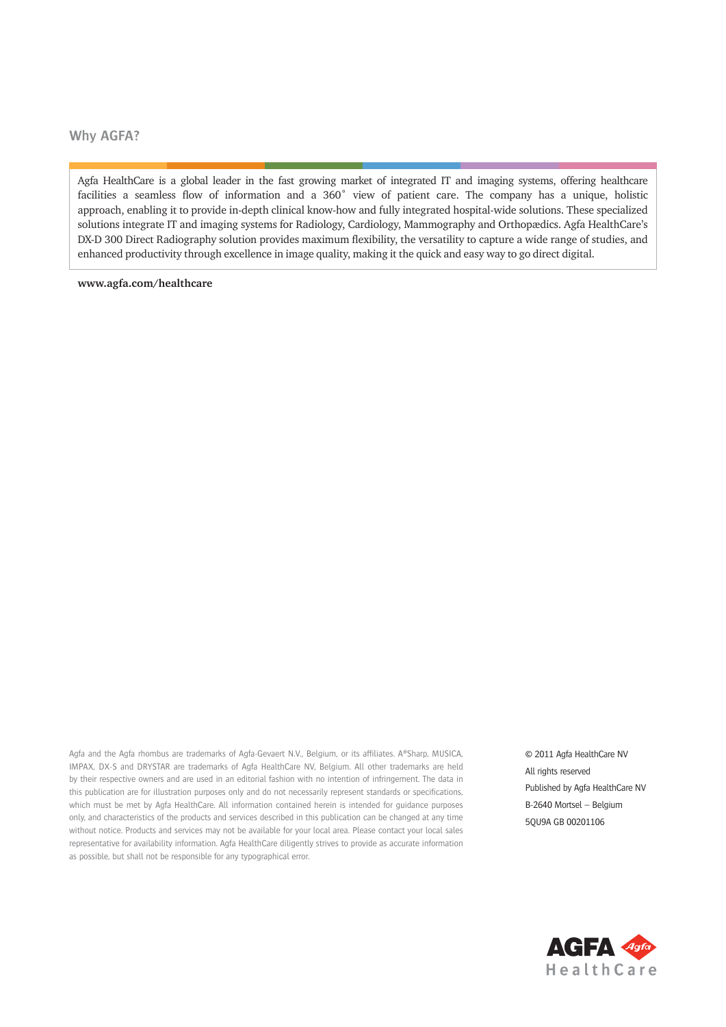## Why AGFA?

Agfa HealthCare is a global leader in the fast growing market of integrated IT and imaging systems, offering healthcare facilities a seamless flow of information and a 360° view of patient care. The company has a unique, holistic approach, enabling it to provide in-depth clinical know-how and fully integrated hospital-wide solutions. These specialized solutions integrate IT and imaging systems for Radiology, Cardiology, Mammography and Orthopædics. Agfa HealthCare's DX-D 300 Direct Radiography solution provides maximum flexibility, the versatility to capture a wide range of studies, and enhanced productivity through excellence in image quality, making it the quick and easy way to go direct digital.

**www.agfa.com/healthcare**

Agfa and the Agfa rhombus are trademarks of Agfa-Gevaert N.V., Belgium, or its affiliates. A®Sharp, MUSICA, IMPAX, DX-S and DRYSTAR are trademarks of Agfa HealthCare NV, Belgium. All other trademarks are held by their respective owners and are used in an editorial fashion with no intention of infringement. The data in this publication are for illustration purposes only and do not necessarily represent standards or specifications, which must be met by Agfa HealthCare. All information contained herein is intended for guidance purposes only, and characteristics of the products and services described in this publication can be changed at any time without notice. Products and services may not be available for your local area. Please contact your local sales representative for availability information. Agfa HealthCare diligently strives to provide as accurate information as possible, but shall not be responsible for any typographical error.

© 2011 Agfa HealthCare NV
All rights reserved
Published by Agfa HealthCare NV
B-2640 Mortsel – Belgium
5QU9A GB 00201106

AGFA Agfa HealthCare